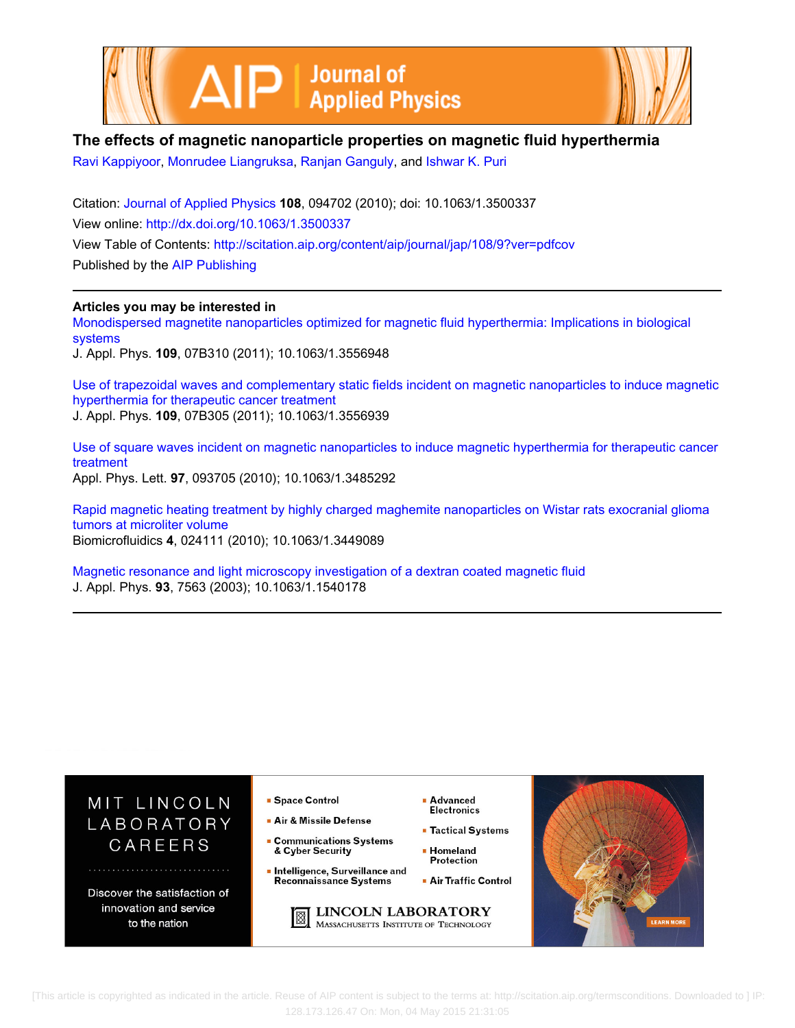# The effects of magnetic nanoparticle properties on magnetic fluid hyperthermia

Ravi Kappiyoor, Monrudee Liangruksa, Ranjan Ganguly, and Ishwar K. Puri

Citation: Journal of Applied Physics **108**, 094702 (2010); doi: 10.1063/1.3500337

View online: http://dx.doi.org/10.1063/1.3500337

View Table of Contents: http://scitation.aip.org/content/aip/journal/jap/108/9?ver=pdfcov

Published by the AIP Publishing

## Articles you may be interested in

Monodispersed magnetite nanoparticles optimized for magnetic fluid hyperthermia: Implications in biological systems
J. Appl. Phys. **109**, 07B310 (2011); 10.1063/1.3556948

Use of trapezoidal waves and complementary static fields incident on magnetic nanoparticles to induce magnetic hyperthermia for therapeutic cancer treatment
J. Appl. Phys. **109**, 07B305 (2011); 10.1063/1.3556939

Use of square waves incident on magnetic nanoparticles to induce magnetic hyperthermia for therapeutic cancer treatment
Appl. Phys. Lett. **97**, 093705 (2010); 10.1063/1.3485292

Rapid magnetic heating treatment by highly charged maghemite nanoparticles on Wistar rats exocranial glioma tumors at microliter volume
Biomicrofluidics **4**, 024111 (2010); 10.1063/1.3449089

Magnetic resonance and light microscopy investigation of a dextran coated magnetic fluid
J. Appl. Phys. **93**, 7563 (2003); 10.1063/1.1540178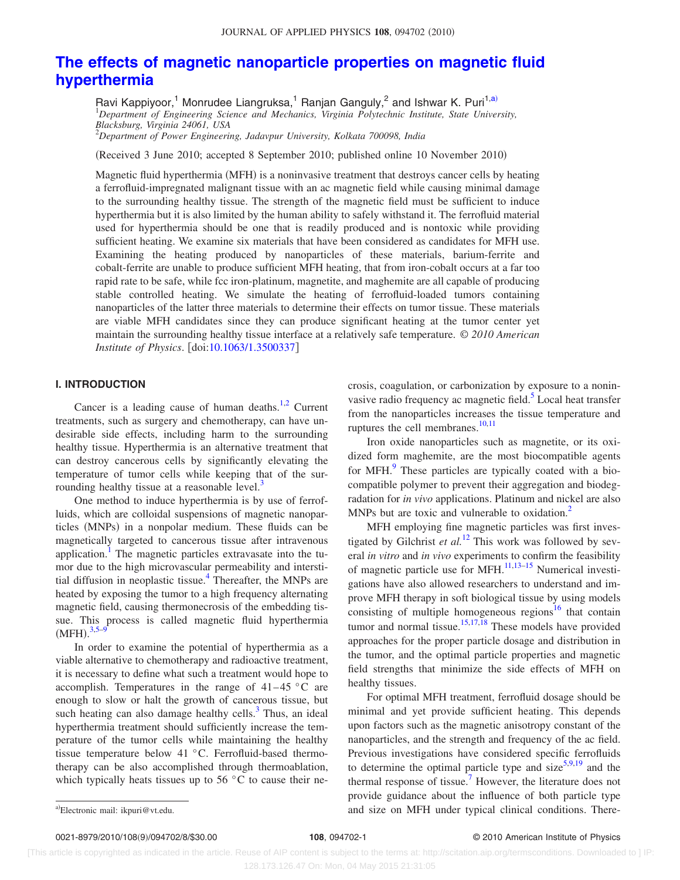# The effects of magnetic nanoparticle properties on magnetic fluid hyperthermia

Ravi Kappiyoor,[1] Monrudee Liangruksa,[1] Ranjan Ganguly,[2] and Ishwar K. Puri[1,a)]

[1]*Department of Engineering Science and Mechanics, Virginia Polytechnic Institute, State University, Blacksburg, Virginia 24061, USA*

[2]*Department of Power Engineering, Jadavpur University, Kolkata 700098, India*

(Received 3 June 2010; accepted 8 September 2010; published online 10 November 2010)

Magnetic fluid hyperthermia (MFH) is a noninvasive treatment that destroys cancer cells by heating a ferrofluid-impregnated malignant tissue with an ac magnetic field while causing minimal damage to the surrounding healthy tissue. The strength of the magnetic field must be sufficient to induce hyperthermia but it is also limited by the human ability to safely withstand it. The ferrofluid material used for hyperthermia should be one that is readily produced and is nontoxic while providing sufficient heating. We examine six materials that have been considered as candidates for MFH use. Examining the heating produced by nanoparticles of these materials, barium-ferrite and cobalt-ferrite are unable to produce sufficient MFH heating, that from iron-cobalt occurs at a far too rapid rate to be safe, while fcc iron-platinum, magnetite, and maghemite are all capable of producing stable controlled heating. We simulate the heating of ferrofluid-loaded tumors containing nanoparticles of the latter three materials to determine their effects on tumor tissue. These materials are viable MFH candidates since they can produce significant heating at the tumor center yet maintain the surrounding healthy tissue interface at a relatively safe temperature. *© 2010 American Institute of Physics*. [doi:10.1063/1.3500337]

## I. INTRODUCTION

Cancer is a leading cause of human deaths.[1,2] Current treatments, such as surgery and chemotherapy, can have undesirable side effects, including harm to the surrounding healthy tissue. Hyperthermia is an alternative treatment that can destroy cancerous cells by significantly elevating the temperature of tumor cells while keeping that of the surrounding healthy tissue at a reasonable level.[3]

One method to induce hyperthermia is by use of ferrofluids, which are colloidal suspensions of magnetic nanoparticles (MNPs) in a nonpolar medium. These fluids can be magnetically targeted to cancerous tissue after intravenous application.[1] The magnetic particles extravasate into the tumor due to the high microvascular permeability and interstitial diffusion in neoplastic tissue.[4] Thereafter, the MNPs are heated by exposing the tumor to a high frequency alternating magnetic field, causing thermonecrosis of the embedding tissue. This process is called magnetic fluid hyperthermia (MFH).[3,5–9]

In order to examine the potential of hyperthermia as a viable alternative to chemotherapy and radioactive treatment, it is necessary to define what such a treatment would hope to accomplish. Temperatures in the range of 41–45 °C are enough to slow or halt the growth of cancerous tissue, but such heating can also damage healthy cells.[3] Thus, an ideal hyperthermia treatment should sufficiently increase the temperature of the tumor cells while maintaining the healthy tissue temperature below 41 °C. Ferrofluid-based thermotherapy can be also accomplished through thermoablation, which typically heats tissues up to 56 °C to cause their necrosis, coagulation, or carbonization by exposure to a noninvasive radio frequency ac magnetic field.[5] Local heat transfer from the nanoparticles increases the tissue temperature and ruptures the cell membranes.[10,11]

Iron oxide nanoparticles such as magnetite, or its oxidized form maghemite, are the most biocompatible agents for MFH.[9] These particles are typically coated with a biocompatible polymer to prevent their aggregation and biodegradation for *in vivo* applications. Platinum and nickel are also MNPs but are toxic and vulnerable to oxidation.[2]

MFH employing fine magnetic particles was first investigated by Gilchrist *et al.*[12] This work was followed by several *in vitro* and *in vivo* experiments to confirm the feasibility of magnetic particle use for MFH.[11,13–15] Numerical investigations have also allowed researchers to understand and improve MFH therapy in soft biological tissue by using models consisting of multiple homogeneous regions[16] that contain tumor and normal tissue.[15,17,18] These models have provided approaches for the proper particle dosage and distribution in the tumor, and the optimal particle properties and magnetic field strengths that minimize the side effects of MFH on healthy tissues.

For optimal MFH treatment, ferrofluid dosage should be minimal and yet provide sufficient heating. This depends upon factors such as the magnetic anisotropy constant of the nanoparticles, and the strength and frequency of the ac field. Previous investigations have considered specific ferrofluids to determine the optimal particle type and size[5,9,19] and the thermal response of tissue.[7] However, the literature does not provide guidance about the influence of both particle type and size on MFH under typical clinical conditions. There-

[a)]Electronic mail: ikpuri@vt.edu.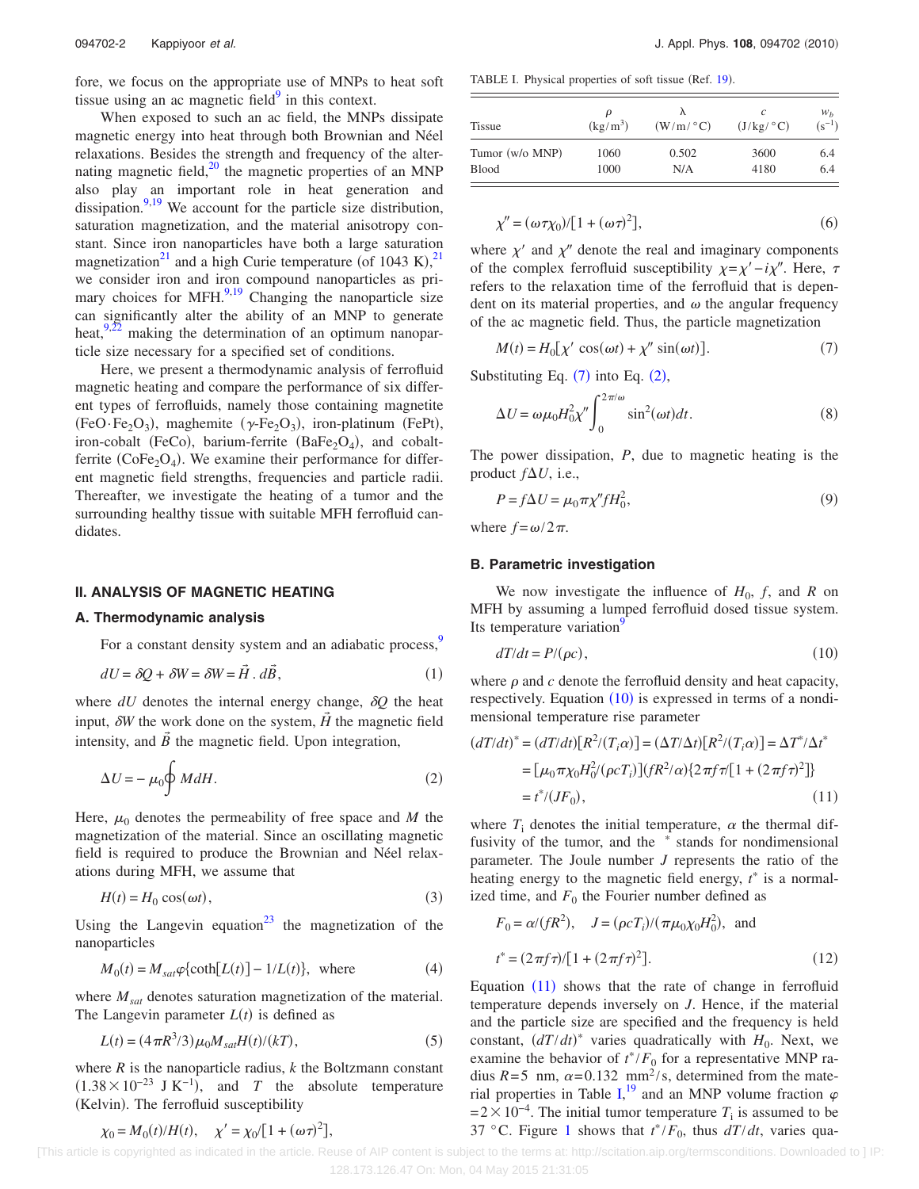fore, we focus on the appropriate use of MNPs to heat soft tissue using an ac magnetic field[9] in this context.

When exposed to such an ac field, the MNPs dissipate magnetic energy into heat through both Brownian and Néel relaxations. Besides the strength and frequency of the alternating magnetic field,[20] the magnetic properties of an MNP also play an important role in heat generation and dissipation.[9,19] We account for the particle size distribution, saturation magnetization, and the material anisotropy constant. Since iron nanoparticles have both a large saturation magnetization[21] and a high Curie temperature (of 1043 K),[21] we consider iron and iron compound nanoparticles as primary choices for MFH.[9,19] Changing the nanoparticle size can significantly alter the ability of an MNP to generate heat,[9,22] making the determination of an optimum nanoparticle size necessary for a specified set of conditions.

Here, we present a thermodynamic analysis of ferrofluid magnetic heating and compare the performance of six different types of ferrofluids, namely those containing magnetite ($FeO \cdot Fe_2O_3$), maghemite ($\gamma$-$Fe_2O_3$), iron-platinum (FePt), iron-cobalt (FeCo), barium-ferrite ($BaFe_2O_4$), and cobalt-ferrite ($CoFe_2O_4$). We examine their performance for different magnetic field strengths, frequencies and particle radii. Thereafter, we investigate the heating of a tumor and the surrounding healthy tissue with suitable MFH ferrofluid candidates.

## II. ANALYSIS OF MAGNETIC HEATING

### A. Thermodynamic analysis

For a constant density system and an adiabatic process,[9]

$$dU = \delta Q + \delta W = \delta W = \vec{H} \, . \, d\vec{B}, \tag{1}$$

where $dU$ denotes the internal energy change, $\delta Q$ the heat input, $\delta W$ the work done on the system, $\vec{H}$ the magnetic field intensity, and $\vec{B}$ the magnetic field. Upon integration,

$$\Delta U = -\mu_0 \oint M dH. \tag{2}$$

Here, $\mu_0$ denotes the permeability of free space and $M$ the magnetization of the material. Since an oscillating magnetic field is required to produce the Brownian and Néel relaxations during MFH, we assume that

$$H(t) = H_0 \cos(\omega t), \tag{3}$$

Using the Langevin equation[23] the magnetization of the nanoparticles

$$M_0(t) = M_{sat} \varphi \{\coth[L(t)] - 1/L(t)\}, \text{ where} \tag{4}$$

where $M_{sat}$ denotes saturation magnetization of the material. The Langevin parameter $L(t)$ is defined as

$$L(t) = (4\pi R^3/3)\mu_0 M_{sat} H(t)/(kT), \tag{5}$$

where $R$ is the nanoparticle radius, $k$ the Boltzmann constant ($1.38 \times 10^{-23}$ J $K^{-1}$), and $T$ the absolute temperature (Kelvin). The ferrofluid susceptibility

$$\chi_0 = M_0(t)/H(t), \quad \chi' = \chi_0/[1 + (\omega\tau)^2],$$

TABLE I. Physical properties of soft tissue (Ref. 19).

| Tissue | $\rho$ ($kg/m^3$) | $\lambda$ ($W/m/°C$) | $c$ ($J/kg/°C$) | $w_b$ ($s^{-1}$) |
|---|---|---|---|---|
| Tumor (w/o MNP) | 1060 | 0.502 | 3600 | 6.4 |
| Blood | 1000 | N/A | 4180 | 6.4 |

$$\chi'' = (\omega\tau\chi_0)/[1 + (\omega\tau)^2], \tag{6}$$

where $\chi'$ and $\chi''$ denote the real and imaginary components of the complex ferrofluid susceptibility $\chi = \chi' - i\chi''$. Here, $\tau$ refers to the relaxation time of the ferrofluid that is dependent on its material properties, and $\omega$ the angular frequency of the ac magnetic field. Thus, the particle magnetization

$$M(t) = H_0[\chi' \cos(\omega t) + \chi'' \sin(\omega t)]. \tag{7}$$

Substituting Eq. (7) into Eq. (2),

$$\Delta U = \omega \mu_0 H_0^2 \chi'' \int_0^{2\pi/\omega} \sin^2(\omega t) dt. \tag{8}$$

The power dissipation, $P$, due to magnetic heating is the product $f\Delta U$, i.e.,

$$P = f\Delta U = \mu_0 \pi \chi'' f H_0^2, \tag{9}$$

where $f = \omega/2\pi$.

### B. Parametric investigation

We now investigate the influence of $H_0$, $f$, and $R$ on MFH by assuming a lumped ferrofluid dosed tissue system. Its temperature variation[9]

$$dT/dt = P/(\rho c), \tag{10}$$

where $\rho$ and $c$ denote the ferrofluid density and heat capacity, respectively. Equation (10) is expressed in terms of a nondimensional temperature rise parameter

$$\begin{aligned}(dT/dt)^* &= (dT/dt)[R^2/(T_i \alpha)] = (\Delta T/\Delta t)[R^2/(T_i \alpha)] = \Delta T^*/\Delta t^* \\ &= [\mu_0 \pi \chi_0 H_0^2/(\rho c T_i)](fR^2/\alpha)\{2\pi f \tau/[1 + (2\pi f \tau)^2]\} \\ &= t^*/(JF_0),\end{aligned} \tag{11}$$

where $T_i$ denotes the initial temperature, $\alpha$ the thermal diffusivity of the tumor, and the $^*$ stands for nondimensional parameter. The Joule number $J$ represents the ratio of the heating energy to the magnetic field energy, $t^*$ is a normalized time, and $F_0$ the Fourier number defined as

$$F_0 = \alpha/(fR^2), \quad J = (\rho c T_i)/(\pi \mu_0 \chi_0 H_0^2), \text{ and}$$

$$t^* = (2\pi f \tau)/[1 + (2\pi f \tau)^2]. \tag{12}$$

Equation (11) shows that the rate of change in ferrofluid temperature depends inversely on $J$. Hence, if the material and the particle size are specified and the frequency is held constant, $(dT/dt)^*$ varies quadratically with $H_0$. Next, we examine the behavior of $t^*/F_0$ for a representative MNP radius $R = 5$ nm, $\alpha = 0.132$ $mm^2/s$, determined from the material properties in Table I,[19] and an MNP volume fraction $\varphi = 2 \times 10^{-4}$. The initial tumor temperature $T_i$ is assumed to be 37 °C. Figure 1 shows that $t^*/F_0$, thus $dT/dt$, varies qua-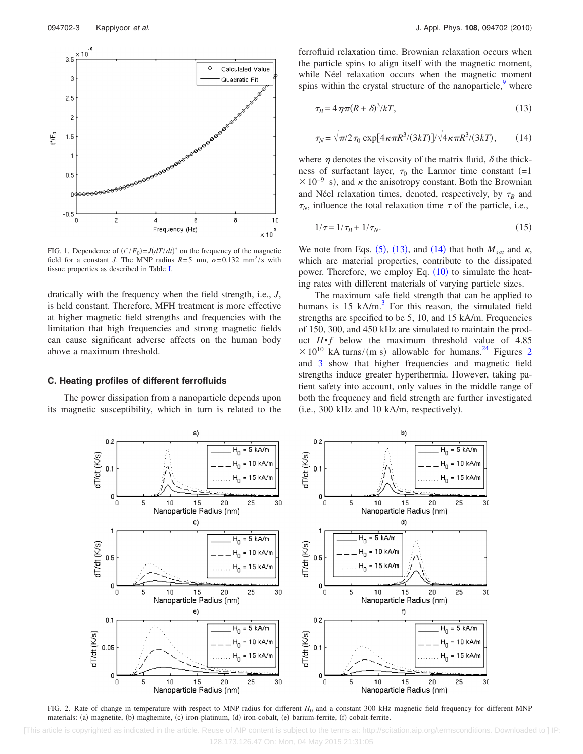FIG. 1. Dependence of $(t^*/F_0)=J(dT/dt)^*$ on the frequency of the magnetic field for a constant $J$. The MNP radius $R=5$ nm, $\alpha=0.132$ mm$^2$/s with tissue properties as described in Table I.

dratically with the frequency when the field strength, i.e., $J$, is held constant. Therefore, MFH treatment is more effective at higher magnetic field strengths and frequencies with the limitation that high frequencies and strong magnetic fields can cause significant adverse affects on the human body above a maximum threshold.

### C. Heating profiles of different ferrofluids

The power dissipation from a nanoparticle depends upon its magnetic susceptibility, which in turn is related to the ferrofluid relaxation time. Brownian relaxation occurs when the particle spins to align itself with the magnetic moment, while Néel relaxation occurs when the magnetic moment spins within the crystal structure of the nanoparticle,[9] where

$$\tau_B = 4\eta\pi(R+\delta)^3/kT, \tag{13}$$

$$\tau_N = \sqrt{\pi}/2\,\tau_0 \exp[4\kappa\pi R^3/(3kT)]/\sqrt{4\kappa\pi R^3/(3kT)}, \tag{14}$$

where $\eta$ denotes the viscosity of the matrix fluid, $\delta$ the thickness of surfactant layer, $\tau_0$ the Larmor time constant ($=1\times10^{-9}$ s), and $\kappa$ the anisotropy constant. Both the Brownian and Néel relaxation times, denoted, respectively, by $\tau_B$ and $\tau_N$, influence the total relaxation time $\tau$ of the particle, i.e.,

$$1/\tau = 1/\tau_B + 1/\tau_N. \tag{15}$$

We note from Eqs. (5), (13), and (14) that both $M_{sat}$ and $\kappa$, which are material properties, contribute to the dissipated power. Therefore, we employ Eq. (10) to simulate the heating rates with different materials of varying particle sizes.

The maximum safe field strength that can be applied to humans is 15 kA/m.[3] For this reason, the simulated field strengths are specified to be 5, 10, and 15 kA/m. Frequencies of 150, 300, and 450 kHz are simulated to maintain the product $H\bullet f$ below the maximum threshold value of $4.85\times10^{10}$ kA turns/(m s) allowable for humans.[24] Figures 2 and 3 show that higher frequencies and magnetic field strengths induce greater hyperthermia. However, taking patient safety into account, only values in the middle range of both the frequency and field strength are further investigated (i.e., 300 kHz and 10 kA/m, respectively).

FIG. 2. Rate of change in temperature with respect to MNP radius for different $H_0$ and a constant 300 kHz magnetic field frequency for different MNP materials: (a) magnetite, (b) maghemite, (c) iron-platinum, (d) iron-cobalt, (e) barium-ferrite, (f) cobalt-ferrite.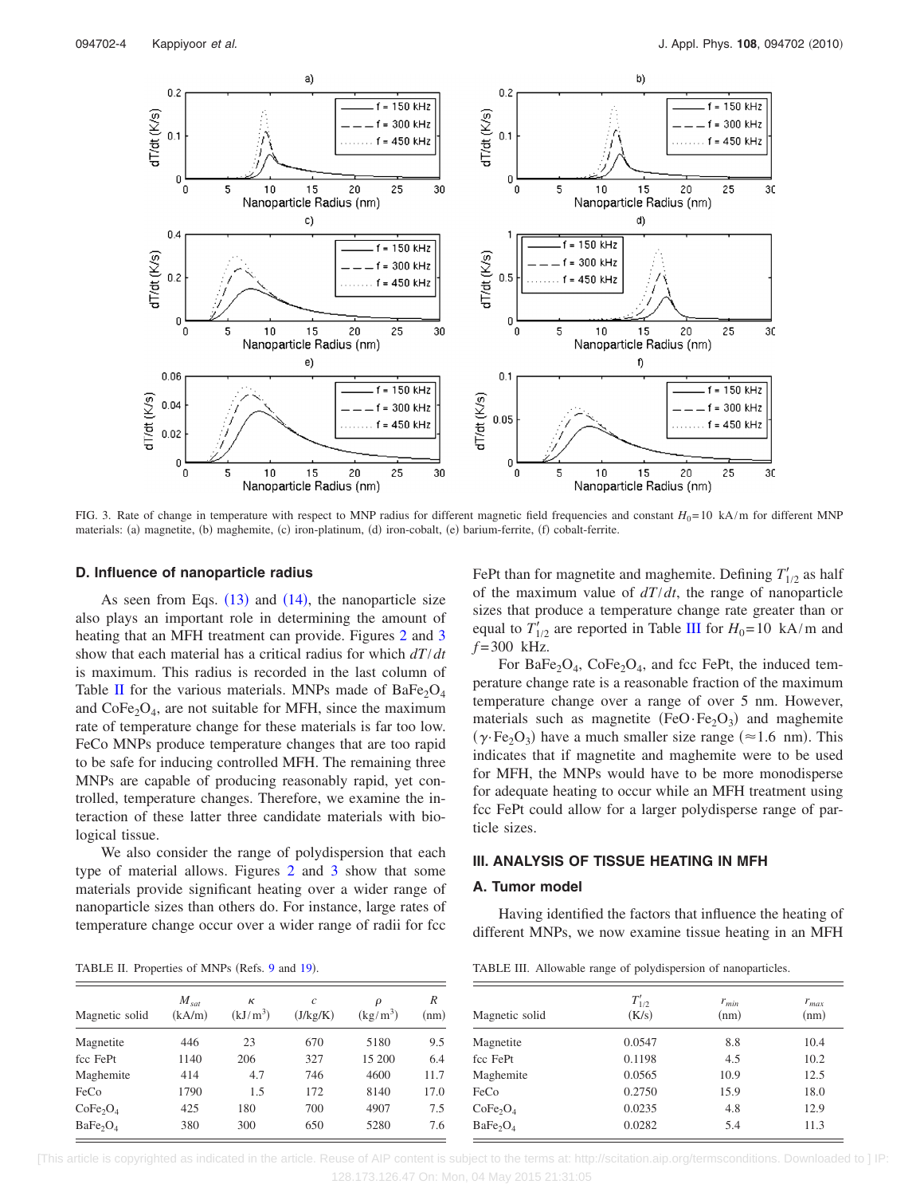FIG. 3. Rate of change in temperature with respect to MNP radius for different magnetic field frequencies and constant $H_0 = 10$ kA/m for different MNP materials: (a) magnetite, (b) maghemite, (c) iron-platinum, (d) iron-cobalt, (e) barium-ferrite, (f) cobalt-ferrite.

### D. Influence of nanoparticle radius

As seen from Eqs. (13) and (14), the nanoparticle size also plays an important role in determining the amount of heating that an MFH treatment can provide. Figures 2 and 3 show that each material has a critical radius for which $dT/dt$ is maximum. This radius is recorded in the last column of Table II for the various materials. MNPs made of $BaFe_2O_4$ and $CoFe_2O_4$, are not suitable for MFH, since the maximum rate of temperature change for these materials is far too low. FeCo MNPs produce temperature changes that are too rapid to be safe for inducing controlled MFH. The remaining three MNPs are capable of producing reasonably rapid, yet controlled, temperature changes. Therefore, we examine the interaction of these latter three candidate materials with biological tissue.

We also consider the range of polydispersion that each type of material allows. Figures 2 and 3 show that some materials provide significant heating over a wider range of nanoparticle sizes than others do. For instance, large rates of temperature change occur over a wider range of radii for fcc FePt than for magnetite and maghemite. Defining $T'_{1/2}$ as half of the maximum value of $dT/dt$, the range of nanoparticle sizes that produce a temperature change rate greater than or equal to $T'_{1/2}$ are reported in Table III for $H_0 = 10$ kA/m and $f = 300$ kHz.

For $BaFe_2O_4$, $CoFe_2O_4$, and fcc FePt, the induced temperature change rate is a reasonable fraction of the maximum temperature change over a range of over 5 nm. However, materials such as magnetite ($FeO \cdot Fe_2O_3$) and maghemite ($\gamma \cdot Fe_2O_3$) have a much smaller size range ($\approx 1.6$ nm). This indicates that if magnetite and maghemite were to be used for MFH, the MNPs would have to be more monodisperse for adequate heating to occur while an MFH treatment using fcc FePt could allow for a larger polydisperse range of particle sizes.

## III. ANALYSIS OF TISSUE HEATING IN MFH

### A. Tumor model

Having identified the factors that influence the heating of different MNPs, we now examine tissue heating in an MFH

TABLE II. Properties of MNPs (Refs. 9 and 19).

| Magnetic solid | $M_{sat}$ (kA/m) | $\kappa$ (kJ/m$^3$) | $c$ (J/kg/K) | $\rho$ (kg/m$^3$) | $R$ (nm) |
|---|---|---|---|---|---|
| Magnetite | 446 | 23 | 670 | 5180 | 9.5 |
| fcc FePt | 1140 | 206 | 327 | 15 200 | 6.4 |
| Maghemite | 414 | 4.7 | 746 | 4600 | 11.7 |
| FeCo | 1790 | 1.5 | 172 | 8140 | 17.0 |
| $CoFe_2O_4$ | 425 | 180 | 700 | 4907 | 7.5 |
| $BaFe_2O_4$ | 380 | 300 | 650 | 5280 | 7.6 |

TABLE III. Allowable range of polydispersion of nanoparticles.

| Magnetic solid | $T'_{1/2}$ (K/s) | $r_{min}$ (nm) | $r_{max}$ (nm) |
|---|---|---|---|
| Magnetite | 0.0547 | 8.8 | 10.4 |
| fcc FePt | 0.1198 | 4.5 | 10.2 |
| Maghemite | 0.0565 | 10.9 | 12.5 |
| FeCo | 0.2750 | 15.9 | 18.0 |
| $CoFe_2O_4$ | 0.0235 | 4.8 | 12.9 |
| $BaFe_2O_4$ | 0.0282 | 5.4 | 11.3 |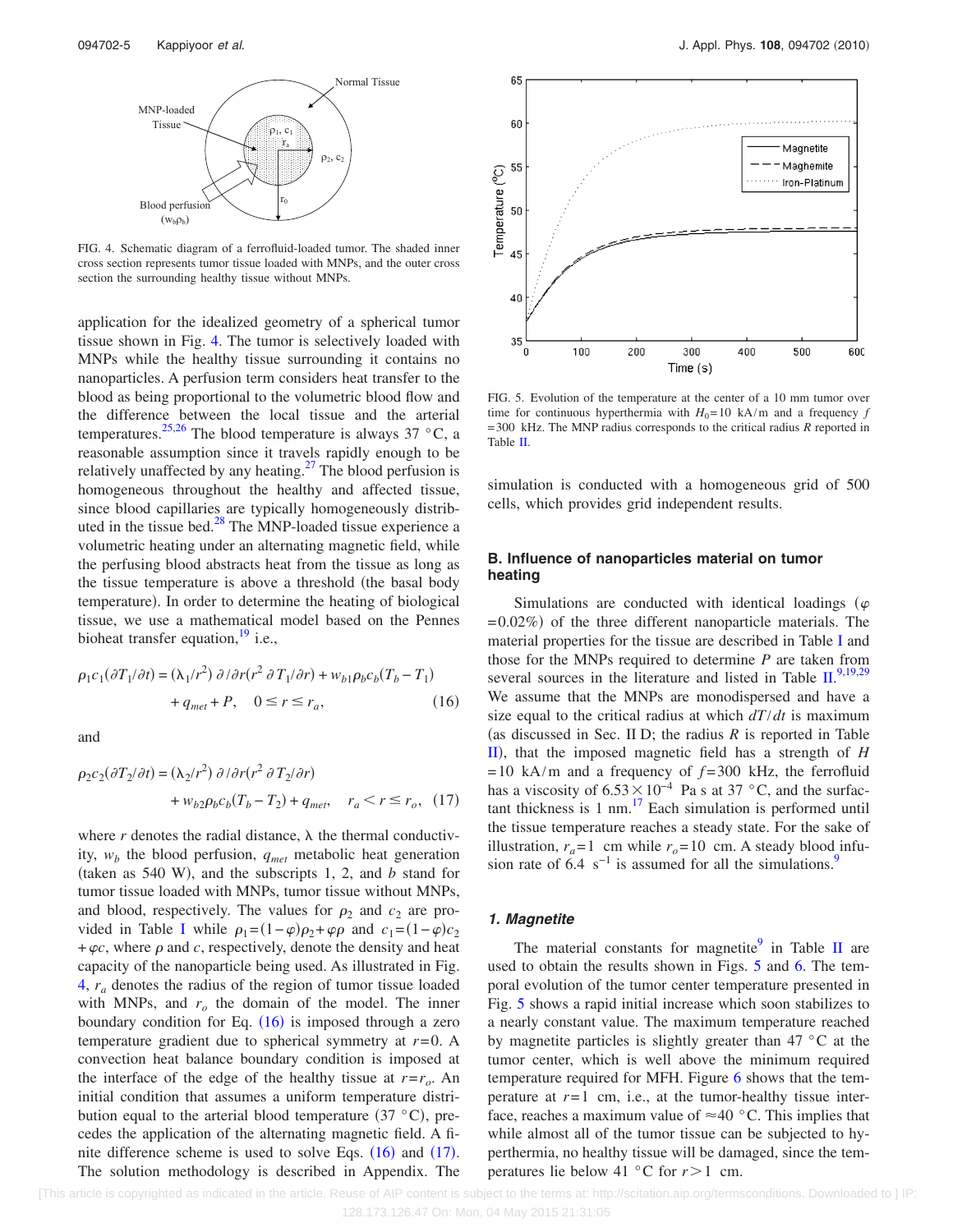FIG. 4. Schematic diagram of a ferrofluid-loaded tumor. The shaded inner cross section represents tumor tissue loaded with MNPs, and the outer cross section the surrounding healthy tissue without MNPs.

application for the idealized geometry of a spherical tumor tissue shown in Fig. 4. The tumor is selectively loaded with MNPs while the healthy tissue surrounding it contains no nanoparticles. A perfusion term considers heat transfer to the blood as being proportional to the volumetric blood flow and the difference between the local tissue and the arterial temperatures.[25,26] The blood temperature is always 37 °C, a reasonable assumption since it travels rapidly enough to be relatively unaffected by any heating.[27] The blood perfusion is homogeneous throughout the healthy and affected tissue, since blood capillaries are typically homogeneously distributed in the tissue bed.[28] The MNP-loaded tissue experience a volumetric heating under an alternating magnetic field, while the perfusing blood abstracts heat from the tissue as long as the tissue temperature is above a threshold (the basal body temperature). In order to determine the heating of biological tissue, we use a mathematical model based on the Pennes bioheat transfer equation,[19] i.e.,

$$\rho_1 c_1(\partial T_1/\partial t) = (\lambda_1/r^2)\,\partial/\partial r(r^2\,\partial T_1/\partial r) + w_{b1}\rho_b c_b(T_b - T_1) + q_{met} + P, \quad 0 \le r \le r_a, \tag{16}$$

and

$$\rho_2 c_2(\partial T_2/\partial t) = (\lambda_2/r^2)\,\partial/\partial r(r^2\,\partial T_2/\partial r) + w_{b2}\rho_b c_b(T_b - T_2) + q_{met}, \quad r_a < r \le r_o, \tag{17}$$

where $r$ denotes the radial distance, $\lambda$ the thermal conductivity, $w_b$ the blood perfusion, $q_{met}$ metabolic heat generation (taken as 540 W), and the subscripts 1, 2, and $b$ stand for tumor tissue loaded with MNPs, tumor tissue without MNPs, and blood, respectively. The values for $\rho_2$ and $c_2$ are provided in Table I while $\rho_1=(1-\varphi)\rho_2+\varphi\rho$ and $c_1=(1-\varphi)c_2+\varphi c$, where $\rho$ and $c$, respectively, denote the density and heat capacity of the nanoparticle being used. As illustrated in Fig. 4, $r_a$ denotes the radius of the region of tumor tissue loaded with MNPs, and $r_o$ the domain of the model. The inner boundary condition for Eq. (16) is imposed through a zero temperature gradient due to spherical symmetry at $r=0$. A convection heat balance boundary condition is imposed at the interface of the edge of the healthy tissue at $r=r_o$. An initial condition that assumes a uniform temperature distribution equal to the arterial blood temperature (37 °C), precedes the application of the alternating magnetic field. A finite difference scheme is used to solve Eqs. (16) and (17). The solution methodology is described in Appendix. The simulation is conducted with a homogeneous grid of 500 cells, which provides grid independent results.

FIG. 5. Evolution of the temperature at the center of a 10 mm tumor over time for continuous hyperthermia with $H_0=10$ kA/m and a frequency $f=300$ kHz. The MNP radius corresponds to the critical radius $R$ reported in Table II.

### B. Influence of nanoparticles material on tumor heating

Simulations are conducted with identical loadings ($\varphi=0.02\%$) of the three different nanoparticle materials. The material properties for the tissue are described in Table I and those for the MNPs required to determine $P$ are taken from several sources in the literature and listed in Table II.[9,19,29] We assume that the MNPs are monodispersed and have a size equal to the critical radius at which $dT/dt$ is maximum (as discussed in Sec. II D; the radius $R$ is reported in Table II), that the imposed magnetic field has a strength of $H=10$ kA/m and a frequency of $f=300$ kHz, the ferrofluid has a viscosity of $6.53\times10^{-4}$ Pa s at 37 °C, and the surfactant thickness is 1 nm.[17] Each simulation is performed until the tissue temperature reaches a steady state. For the sake of illustration, $r_a=1$ cm while $r_o=10$ cm. A steady blood infusion rate of 6.4 $s^{-1}$ is assumed for all the simulations.[9]

#### 1. Magnetite

The material constants for magnetite[9] in Table II are used to obtain the results shown in Figs. 5 and 6. The temporal evolution of the tumor center temperature presented in Fig. 5 shows a rapid initial increase which soon stabilizes to a nearly constant value. The maximum temperature reached by magnetite particles is slightly greater than 47 °C at the tumor center, which is well above the minimum required temperature required for MFH. Figure 6 shows that the temperature at $r=1$ cm, i.e., at the tumor-healthy tissue interface, reaches a maximum value of ≈40 °C. This implies that while almost all of the tumor tissue can be subjected to hyperthermia, no healthy tissue will be damaged, since the temperatures lie below 41 °C for $r>1$ cm.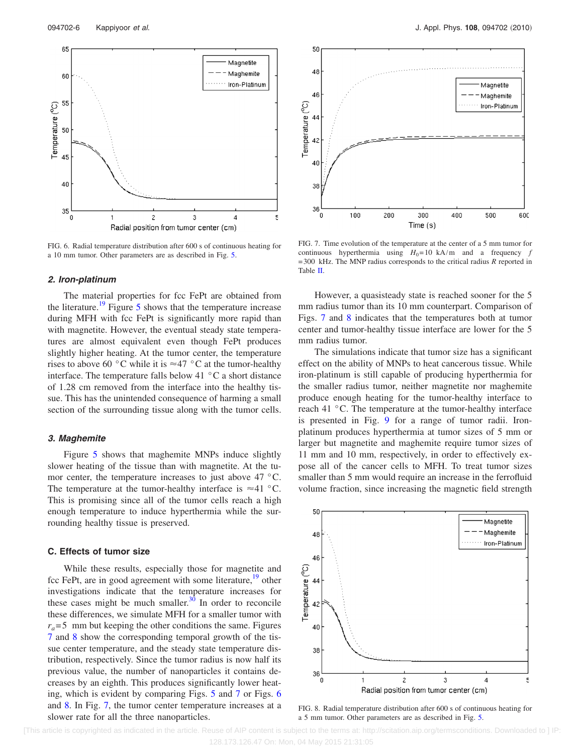FIG. 6. Radial temperature distribution after 600 s of continuous heating for a 10 mm tumor. Other parameters are as described in Fig. 5.

### 2. Iron-platinum

The material properties for fcc FePt are obtained from the literature.[19] Figure 5 shows that the temperature increase during MFH with fcc FePt is significantly more rapid than with magnetite. However, the eventual steady state temperatures are almost equivalent even though FePt produces slightly higher heating. At the tumor center, the temperature rises to above 60 °C while it is ≈47 °C at the tumor-healthy interface. The temperature falls below 41 °C a short distance of 1.28 cm removed from the interface into the healthy tissue. This has the unintended consequence of harming a small section of the surrounding tissue along with the tumor cells.

### 3. Maghemite

Figure 5 shows that maghemite MNPs induce slightly slower heating of the tissue than with magnetite. At the tumor center, the temperature increases to just above 47 °C. The temperature at the tumor-healthy interface is ≈41 °C. This is promising since all of the tumor cells reach a high enough temperature to induce hyperthermia while the surrounding healthy tissue is preserved.

## C. Effects of tumor size

While these results, especially those for magnetite and fcc FePt, are in good agreement with some literature,[19] other investigations indicate that the temperature increases for these cases might be much smaller.[30] In order to reconcile these differences, we simulate MFH for a smaller tumor with $r_a$=5 mm but keeping the other conditions the same. Figures 7 and 8 show the corresponding temporal growth of the tissue center temperature, and the steady state temperature distribution, respectively. Since the tumor radius is now half its previous value, the number of nanoparticles it contains decreases by an eighth. This produces significantly lower heating, which is evident by comparing Figs. 5 and 7 or Figs. 6 and 8. In Fig. 7, the tumor center temperature increases at a slower rate for all the three nanoparticles.

FIG. 7. Time evolution of the temperature at the center of a 5 mm tumor for continuous hyperthermia using $H_0$=10 kA/m and a frequency $f$ =300 kHz. The MNP radius corresponds to the critical radius $R$ reported in Table II.

However, a quasisteady state is reached sooner for the 5 mm radius tumor than its 10 mm counterpart. Comparison of Figs. 7 and 8 indicates that the temperatures both at tumor center and tumor-healthy tissue interface are lower for the 5 mm radius tumor.

The simulations indicate that tumor size has a significant effect on the ability of MNPs to heat cancerous tissue. While iron-platinum is still capable of producing hyperthermia for the smaller radius tumor, neither magnetite nor maghemite produce enough heating for the tumor-healthy interface to reach 41 °C. The temperature at the tumor-healthy interface is presented in Fig. 9 for a range of tumor radii. Iron-platinum produces hyperthermia at tumor sizes of 5 mm or larger but magnetite and maghemite require tumor sizes of 11 mm and 10 mm, respectively, in order to effectively expose all of the cancer cells to MFH. To treat tumor sizes smaller than 5 mm would require an increase in the ferrofluid volume fraction, since increasing the magnetic field strength

FIG. 8. Radial temperature distribution after 600 s of continuous heating for a 5 mm tumor. Other parameters are as described in Fig. 5.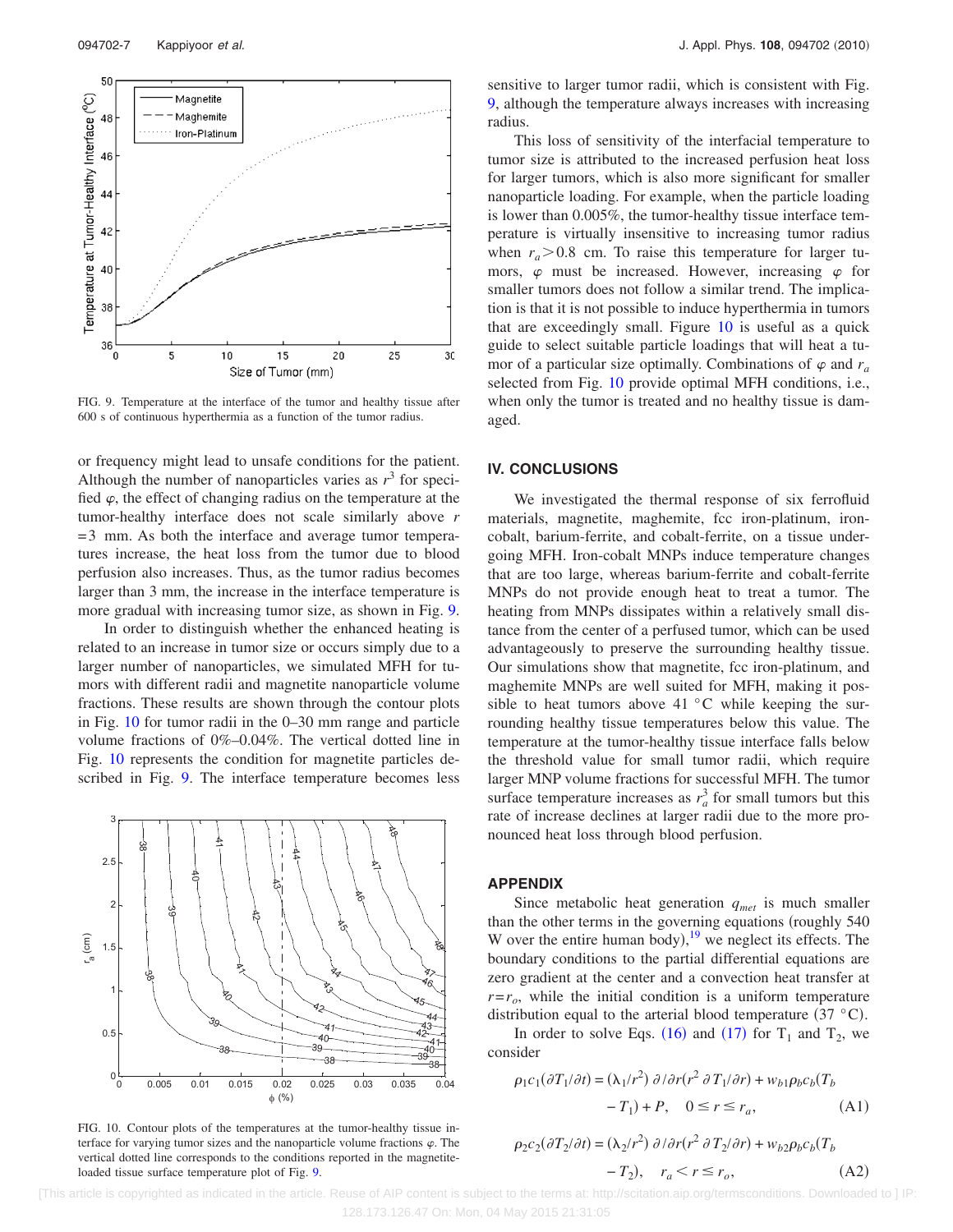FIG. 9. Temperature at the interface of the tumor and healthy tissue after 600 s of continuous hyperthermia as a function of the tumor radius.

or frequency might lead to unsafe conditions for the patient. Although the number of nanoparticles varies as $r^3$ for specified $\varphi$, the effect of changing radius on the temperature at the tumor-healthy interface does not scale similarly above $r = 3$ mm. As both the interface and average tumor temperatures increase, the heat loss from the tumor due to blood perfusion also increases. Thus, as the tumor radius becomes larger than 3 mm, the increase in the interface temperature is more gradual with increasing tumor size, as shown in Fig. 9.

In order to distinguish whether the enhanced heating is related to an increase in tumor size or occurs simply due to a larger number of nanoparticles, we simulated MFH for tumors with different radii and magnetite nanoparticle volume fractions. These results are shown through the contour plots in Fig. 10 for tumor radii in the 0–30 mm range and particle volume fractions of 0%–0.04%. The vertical dotted line in Fig. 10 represents the condition for magnetite particles described in Fig. 9. The interface temperature becomes less sensitive to larger tumor radii, which is consistent with Fig. 9, although the temperature always increases with increasing radius.

This loss of sensitivity of the interfacial temperature to tumor size is attributed to the increased perfusion heat loss for larger tumors, which is also more significant for smaller nanoparticle loading. For example, when the particle loading is lower than 0.005%, the tumor-healthy tissue interface temperature is virtually insensitive to increasing tumor radius when $r_a > 0.8$ cm. To raise this temperature for larger tumors, $\varphi$ must be increased. However, increasing $\varphi$ for smaller tumors does not follow a similar trend. The implication is that it is not possible to induce hyperthermia in tumors that are exceedingly small. Figure 10 is useful as a quick guide to select suitable particle loadings that will heat a tumor of a particular size optimally. Combinations of $\varphi$ and $r_a$ selected from Fig. 10 provide optimal MFH conditions, i.e., when only the tumor is treated and no healthy tissue is damaged.

FIG. 10. Contour plots of the temperatures at the tumor-healthy tissue interface for varying tumor sizes and the nanoparticle volume fractions $\varphi$. The vertical dotted line corresponds to the conditions reported in the magnetite-loaded tissue surface temperature plot of Fig. 9.

## IV. CONCLUSIONS

We investigated the thermal response of six ferrofluid materials, magnetite, maghemite, fcc iron-platinum, iron-cobalt, barium-ferrite, and cobalt-ferrite, on a tissue undergoing MFH. Iron-cobalt MNPs induce temperature changes that are too large, whereas barium-ferrite and cobalt-ferrite MNPs do not provide enough heat to treat a tumor. The heating from MNPs dissipates within a relatively small distance from the center of a perfused tumor, which can be used advantageously to preserve the surrounding healthy tissue. Our simulations show that magnetite, fcc iron-platinum, and maghemite MNPs are well suited for MFH, making it possible to heat tumors above 41 °C while keeping the surrounding healthy tissue temperatures below this value. The temperature at the tumor-healthy tissue interface falls below the threshold value for small tumor radii, which require larger MNP volume fractions for successful MFH. The tumor surface temperature increases as $r_a^3$ for small tumors but this rate of increase declines at larger radii due to the more pronounced heat loss through blood perfusion.

## APPENDIX

Since metabolic heat generation $q_{met}$ is much smaller than the other terms in the governing equations (roughly 540 W over the entire human body),[19] we neglect its effects. The boundary conditions to the partial differential equations are zero gradient at the center and a convection heat transfer at $r = r_o$, while the initial condition is a uniform temperature distribution equal to the arterial blood temperature (37 °C).

In order to solve Eqs. (16) and (17) for $T_1$ and $T_2$, we consider

$$\rho_1 c_1(\partial T_1/\partial t) = (\lambda_1/r^2)\,\partial/\partial r(r^2\,\partial T_1/\partial r) + w_{b1}\rho_b c_b(T_b - T_1) + P, \quad 0 \le r \le r_a, \tag{A1}$$

$$\rho_2 c_2(\partial T_2/\partial t) = (\lambda_2/r^2)\,\partial/\partial r(r^2\,\partial T_2/\partial r) + w_{b2}\rho_b c_b(T_b - T_2), \quad r_a < r \le r_o, \tag{A2}$$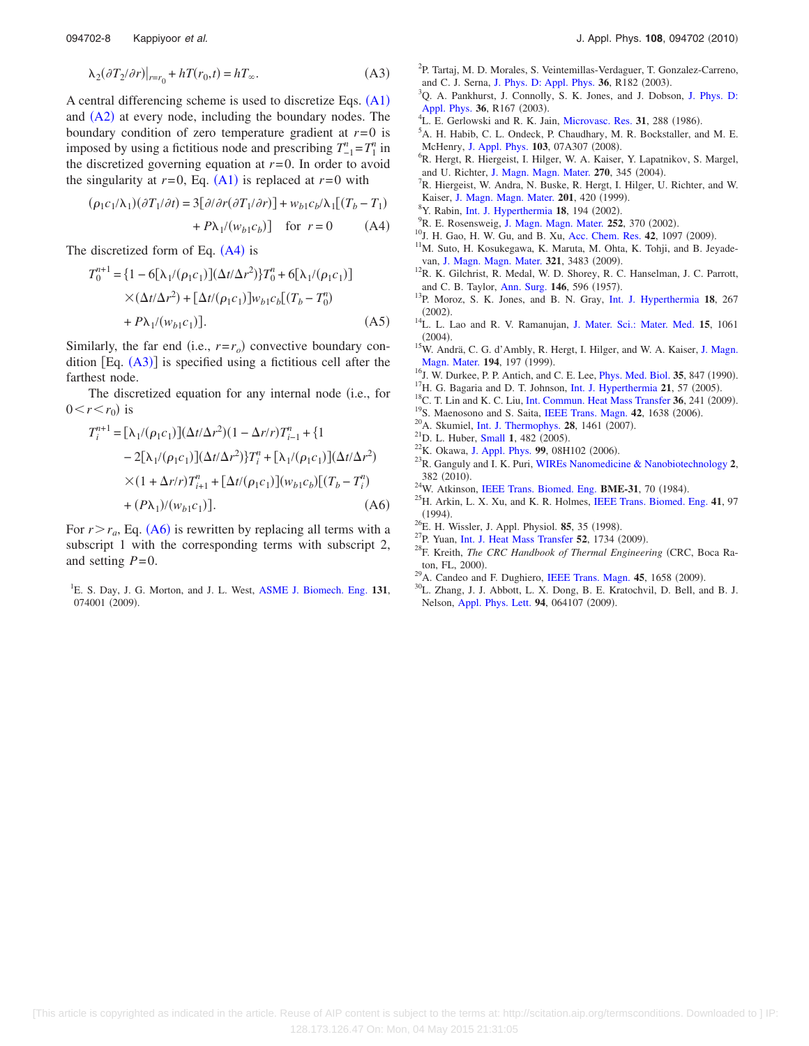$$\lambda_2(\partial T_2/\partial r)\big|_{r=r_0} + hT(r_0,t) = hT_\infty. \tag{A3}$$

A central differencing scheme is used to discretize Eqs. (A1) and (A2) at every node, including the boundary nodes. The boundary condition of zero temperature gradient at $r=0$ is imposed by using a fictitious node and prescribing $T_{-1}^n = T_1^n$ in the discretized governing equation at $r=0$. In order to avoid the singularity at $r=0$, Eq. (A1) is replaced at $r=0$ with

$$(\rho_1 c_1/\lambda_1)(\partial T_1/\partial t) = 3[\partial/\partial r(\partial T_1/\partial r)] + w_{b1}c_b/\lambda_1[(T_b - T_1) + P\lambda_1/(w_{b1}c_b)] \quad \text{for } r=0 \tag{A4}$$

The discretized form of Eq. (A4) is

$$T_0^{n+1} = \{1 - 6[\lambda_1/(\rho_1 c_1)](\Delta t/\Delta r^2)\}T_0^n + 6[\lambda_1/(\rho_1 c_1)] \times (\Delta t/\Delta r^2) + [\Delta t/(\rho_1 c_1)]w_{b1}c_b[(T_b - T_0^n) + P\lambda_1/(w_{b1}c_1)]. \tag{A5}$$

Similarly, the far end (i.e., $r=r_o$) convective boundary condition [Eq. (A3)] is specified using a fictitious cell after the farthest node.

The discretized equation for any internal node (i.e., for $0<r<r_0$) is

$$T_i^{n+1} = [\lambda_1/(\rho_1 c_1)](\Delta t/\Delta r^2)(1 - \Delta r/r)T_{i-1}^n + \{1 - 2[\lambda_1/(\rho_1 c_1)](\Delta t/\Delta r^2)\}T_i^n + [\lambda_1/(\rho_1 c_1)](\Delta t/\Delta r^2) \times (1 + \Delta r/r)T_{i+1}^n + [\Delta t/(\rho_1 c_1)](w_{b1}c_b)[(T_b - T_i^n) + (P\lambda_1)/(w_{b1}c_1)]. \tag{A6}$$

For $r>r_a$, Eq. (A6) is rewritten by replacing all terms with a subscript 1 with the corresponding terms with subscript 2, and setting $P=0$.

[1] E. S. Day, J. G. Morton, and J. L. West, ASME J. Biomech. Eng. **131**, 074001 (2009).

[2] P. Tartaj, M. D. Morales, S. Veintemillas-Verdaguer, T. Gonzalez-Carreno, and C. J. Serna, J. Phys. D: Appl. Phys. **36**, R182 (2003).

[3] Q. A. Pankhurst, J. Connolly, S. K. Jones, and J. Dobson, J. Phys. D: Appl. Phys. **36**, R167 (2003).

[4] L. E. Gerlowski and R. K. Jain, Microvasc. Res. **31**, 288 (1986).

[5] A. H. Habib, C. L. Ondeck, P. Chaudhary, M. R. Bockstaller, and M. E. McHenry, J. Appl. Phys. **103**, 07A307 (2008).

[6] R. Hergt, R. Hiergeist, I. Hilger, W. A. Kaiser, Y. Lapatnikov, S. Margel, and U. Richter, J. Magn. Magn. Mater. **270**, 345 (2004).

[7] R. Hiergeist, W. Andra, N. Buske, R. Hergt, I. Hilger, U. Richter, and W. Kaiser, J. Magn. Magn. Mater. **201**, 420 (1999).

[8] Y. Rabin, Int. J. Hyperthermia **18**, 194 (2002).

[9] R. E. Rosensweig, J. Magn. Magn. Mater. **252**, 370 (2002).

[10] J. H. Gao, H. W. Gu, and B. Xu, Acc. Chem. Res. **42**, 1097 (2009).

[11] M. Suto, H. Kosukegawa, K. Maruta, M. Ohta, K. Tohji, and B. Jeyadevan, J. Magn. Magn. Mater. **321**, 3483 (2009).

[12] R. K. Gilchrist, R. Medal, W. D. Shorey, R. C. Hanselman, J. C. Parrott, and C. B. Taylor, Ann. Surg. **146**, 596 (1957).

[13] P. Moroz, S. K. Jones, and B. N. Gray, Int. J. Hyperthermia **18**, 267 (2002).

[14] L. L. Lao and R. V. Ramanujan, J. Mater. Sci.: Mater. Med. **15**, 1061 (2004).

[15] W. Andrä, C. G. d'Ambly, R. Hergt, I. Hilger, and W. A. Kaiser, J. Magn. Magn. Mater. **194**, 197 (1999).

[16] J. W. Durkee, P. P. Antich, and C. E. Lee, Phys. Med. Biol. **35**, 847 (1990).

[17] H. G. Bagaria and D. T. Johnson, Int. J. Hyperthermia **21**, 57 (2005).

[18] C. T. Lin and K. C. Liu, Int. Commun. Heat Mass Transfer **36**, 241 (2009).

[19] S. Maenosono and S. Saita, IEEE Trans. Magn. **42**, 1638 (2006).

[20] A. Skumiel, Int. J. Thermophys. **28**, 1461 (2007).

[21] D. L. Huber, Small **1**, 482 (2005).

[22] K. Okawa, J. Appl. Phys. **99**, 08H102 (2006).

[23] R. Ganguly and I. K. Puri, WIREs Nanomedicine & Nanobiotechnology **2**, 382 (2010).

[24] W. Atkinson, IEEE Trans. Biomed. Eng. **BME-31**, 70 (1984).

[25] H. Arkin, L. X. Xu, and K. R. Holmes, IEEE Trans. Biomed. Eng. **41**, 97 (1994).

[26] E. H. Wissler, J. Appl. Physiol. **85**, 35 (1998).

[27] P. Yuan, Int. J. Heat Mass Transfer **52**, 1734 (2009).

[28] F. Kreith, *The CRC Handbook of Thermal Engineering* (CRC, Boca Raton, FL, 2000).

[29] A. Candeo and F. Dughiero, IEEE Trans. Magn. **45**, 1658 (2009).

[30] L. Zhang, J. J. Abbott, L. X. Dong, B. E. Kratochvil, D. Bell, and B. J. Nelson, Appl. Phys. Lett. **94**, 064107 (2009).